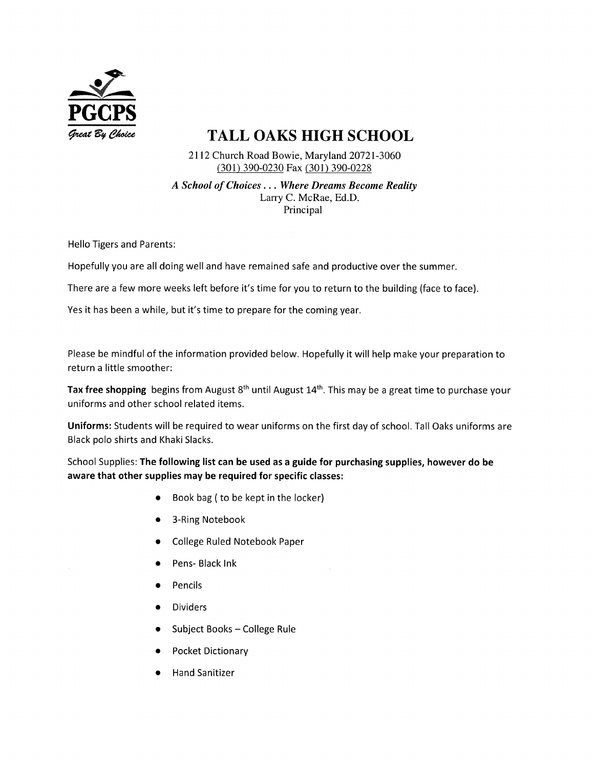PGCPS
*Great By Choice*

# TALL OAKS HIGH SCHOOL

2112 Church Road Bowie, Maryland 20721-3060
(301) 390-0230 Fax (301) 390-0228

***A School of Choices . . . Where Dreams Become Reality***
Larry C. McRae, Ed.D.
Principal

Hello Tigers and Parents:

Hopefully you are all doing well and have remained safe and productive over the summer.

There are a few more weeks left before it's time for you to return to the building (face to face).

Yes it has been a while, but it's time to prepare for the coming year.

Please be mindful of the information provided below. Hopefully it will help make your preparation to return a little smoother:

**Tax free shopping** begins from August 8th until August 14th. This may be a great time to purchase your uniforms and other school related items.

**Uniforms:** Students will be required to wear uniforms on the first day of school. Tall Oaks uniforms are Black polo shirts and Khaki Slacks.

School Supplies: **The following list can be used as a guide for purchasing supplies, however do be aware that other supplies may be required for specific classes:**

- Book bag ( to be kept in the locker)
- 3-Ring Notebook
- College Ruled Notebook Paper
- Pens- Black Ink
- Pencils
- Dividers
- Subject Books – College Rule
- Pocket Dictionary
- Hand Sanitizer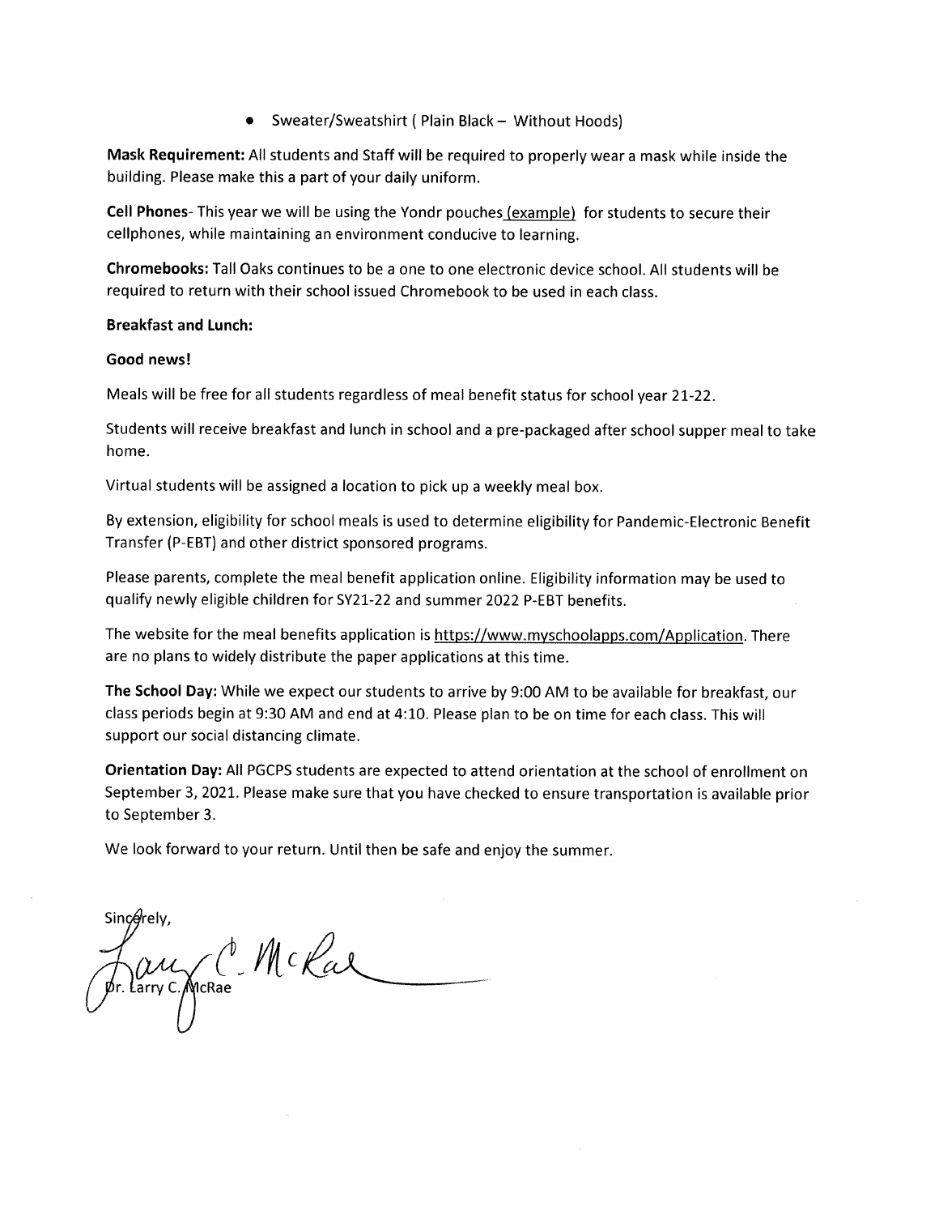- Sweater/Sweatshirt ( Plain Black – Without Hoods)

**Mask Requirement:** All students and Staff will be required to properly wear a mask while inside the building. Please make this a part of your daily uniform.

**Cell Phones**- This year we will be using the Yondr pouches (example) for students to secure their cellphones, while maintaining an environment conducive to learning.

**Chromebooks:** Tall Oaks continues to be a one to one electronic device school. All students will be required to return with their school issued Chromebook to be used in each class.

**Breakfast and Lunch:**

**Good news!**

Meals will be free for all students regardless of meal benefit status for school year 21-22.

Students will receive breakfast and lunch in school and a pre-packaged after school supper meal to take home.

Virtual students will be assigned a location to pick up a weekly meal box.

By extension, eligibility for school meals is used to determine eligibility for Pandemic-Electronic Benefit Transfer (P-EBT) and other district sponsored programs.

Please parents, complete the meal benefit application online. Eligibility information may be used to qualify newly eligible children for SY21-22 and summer 2022 P-EBT benefits.

The website for the meal benefits application is https://www.myschoolapps.com/Application. There are no plans to widely distribute the paper applications at this time.

**The School Day:** While we expect our students to arrive by 9:00 AM to be available for breakfast, our class periods begin at 9:30 AM and end at 4:10. Please plan to be on time for each class. This will support our social distancing climate.

**Orientation Day:** All PGCPS students are expected to attend orientation at the school of enrollment on September 3, 2021. Please make sure that you have checked to ensure transportation is available prior to September 3.

We look forward to your return. Until then be safe and enjoy the summer.

Sincerely,

Larry C. McRae

Dr. Larry C. McRae